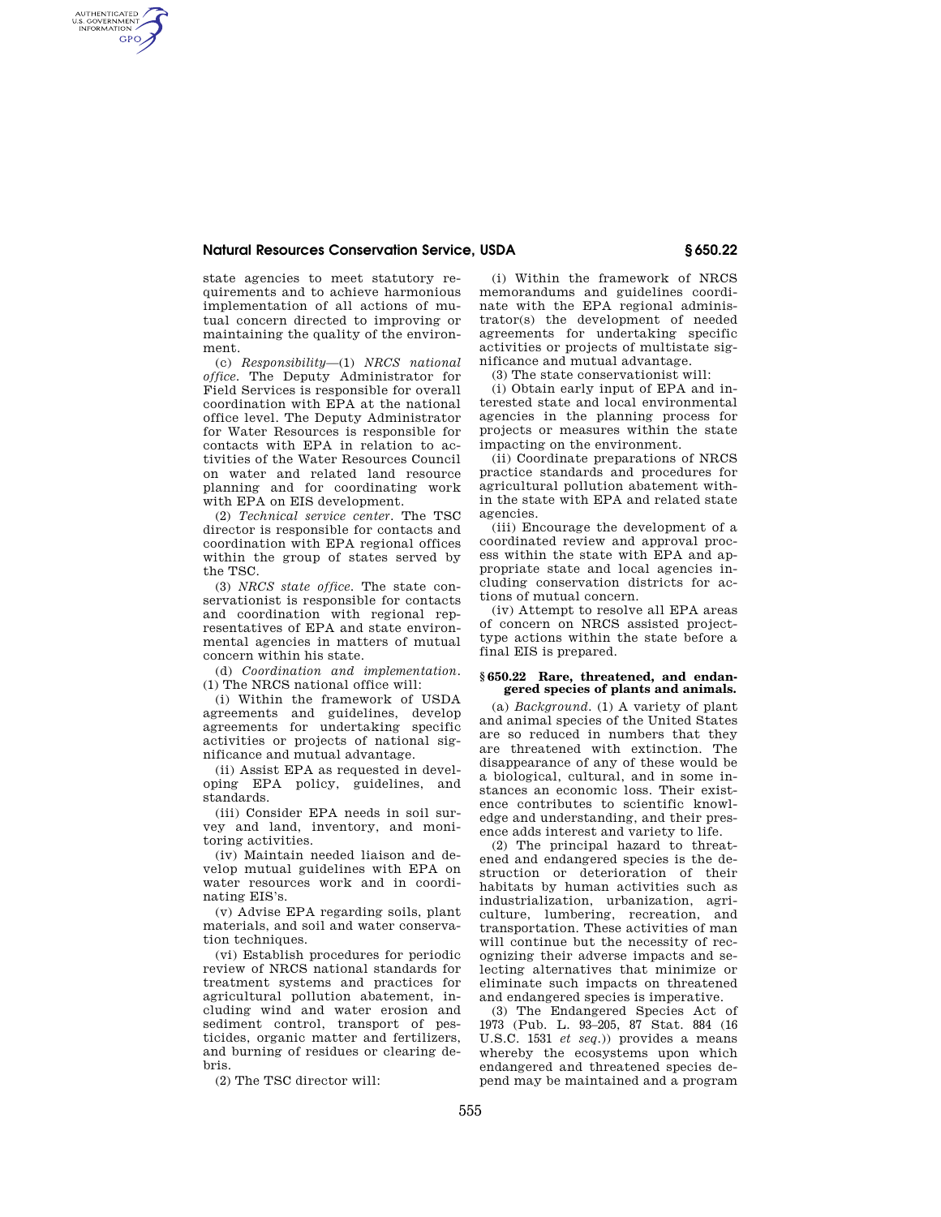state agencies to meet statutory requirements and to achieve harmonious implementation of all actions of mutual concern directed to improving or maintaining the quality of the environment.

(c) *Responsibility*—(1) *NRCS national office*. The Deputy Administrator for Field Services is responsible for overall coordination with EPA at the national office level. The Deputy Administrator for Water Resources is responsible for contacts with EPA in relation to activities of the Water Resources Council on water and related land resource planning and for coordinating work with EPA on EIS development.

(2) *Technical service center*. The TSC director is responsible for contacts and coordination with EPA regional offices within the group of states served by the TSC.

(3) *NRCS state office*. The state conservationist is responsible for contacts and coordination with regional representatives of EPA and state environmental agencies in matters of mutual concern within his state.

(d) *Coordination and implementation*. (1) The NRCS national office will:

(i) Within the framework of USDA agreements and guidelines, develop agreements for undertaking specific activities or projects of national significance and mutual advantage.

(ii) Assist EPA as requested in developing EPA policy, guidelines, and standards.

(iii) Consider EPA needs in soil survey and land, inventory, and monitoring activities.

(iv) Maintain needed liaison and develop mutual guidelines with EPA on water resources work and in coordinating EIS's.

(v) Advise EPA regarding soils, plant materials, and soil and water conservation techniques.

(vi) Establish procedures for periodic review of NRCS national standards for treatment systems and practices for agricultural pollution abatement, including wind and water erosion and sediment control, transport of pesticides, organic matter and fertilizers, and burning of residues or clearing debris.

(2) The TSC director will:

(i) Within the framework of NRCS memorandums and guidelines coordinate with the EPA regional administrator(s) the development of needed agreements for undertaking specific activities or projects of multistate significance and mutual advantage.

(3) The state conservationist will:

(i) Obtain early input of EPA and interested state and local environmental agencies in the planning process for projects or measures within the state impacting on the environment.

(ii) Coordinate preparations of NRCS practice standards and procedures for agricultural pollution abatement within the state with EPA and related state agencies.

(iii) Encourage the development of a coordinated review and approval process within the state with EPA and appropriate state and local agencies including conservation districts for actions of mutual concern.

(iv) Attempt to resolve all EPA areas of concern on NRCS assisted project-type actions within the state before a final EIS is prepared.

### § 650.22 Rare, threatened, and endangered species of plants and animals.

(a) *Background*. (1) A variety of plant and animal species of the United States are so reduced in numbers that they are threatened with extinction. The disappearance of any of these would be a biological, cultural, and in some instances an economic loss. Their existence contributes to scientific knowledge and understanding, and their presence adds interest and variety to life.

(2) The principal hazard to threatened and endangered species is the destruction or deterioration of their habitats by human activities such as industrialization, urbanization, agriculture, lumbering, recreation, and transportation. These activities of man will continue but the necessity of recognizing their adverse impacts and selecting alternatives that minimize or eliminate such impacts on threatened and endangered species is imperative.

(3) The Endangered Species Act of 1973 (Pub. L. 93–205, 87 Stat. 884 (16 U.S.C. 1531 *et seq.*)) provides a means whereby the ecosystems upon which endangered and threatened species depend may be maintained and a program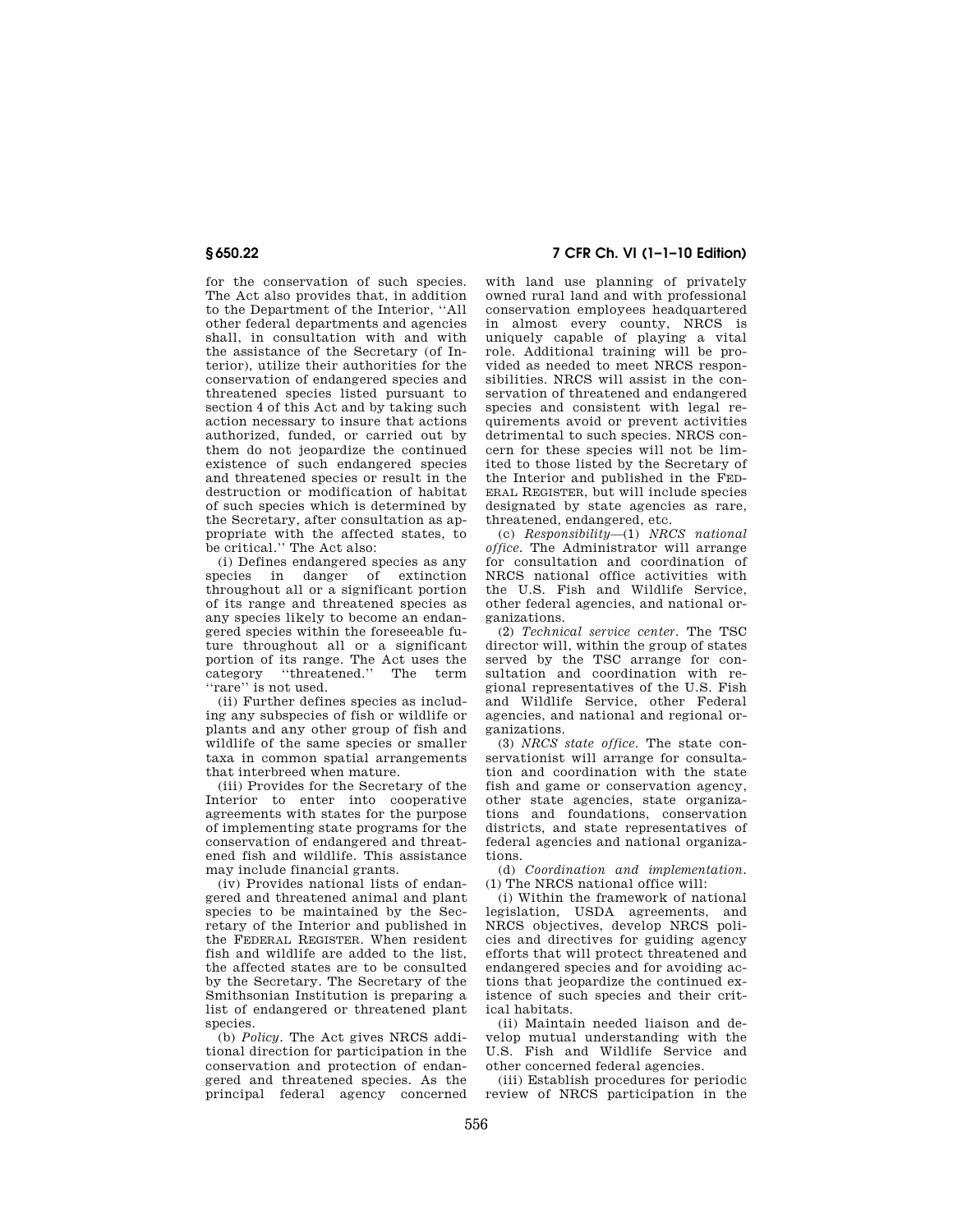for the conservation of such species. The Act also provides that, in addition to the Department of the Interior, ''All other federal departments and agencies shall, in consultation with and with the assistance of the Secretary (of Interior), utilize their authorities for the conservation of endangered species and threatened species listed pursuant to section 4 of this Act and by taking such action necessary to insure that actions authorized, funded, or carried out by them do not jeopardize the continued existence of such endangered species and threatened species or result in the destruction or modification of habitat of such species which is determined by the Secretary, after consultation as appropriate with the affected states, to be critical.'' The Act also:

(i) Defines endangered species as any species in danger of extinction throughout all or a significant portion of its range and threatened species as any species likely to become an endangered species within the foreseeable future throughout all or a significant portion of its range. The Act uses the category ''threatened.'' The term ''rare'' is not used.

(ii) Further defines species as including any subspecies of fish or wildlife or plants and any other group of fish and wildlife of the same species or smaller taxa in common spatial arrangements that interbreed when mature.

(iii) Provides for the Secretary of the Interior to enter into cooperative agreements with states for the purpose of implementing state programs for the conservation of endangered and threatened fish and wildlife. This assistance may include financial grants.

(iv) Provides national lists of endangered and threatened animal and plant species to be maintained by the Secretary of the Interior and published in the FEDERAL REGISTER. When resident fish and wildlife are added to the list, the affected states are to be consulted by the Secretary. The Secretary of the Smithsonian Institution is preparing a list of endangered or threatened plant species.

(b) *Policy.* The Act gives NRCS additional direction for participation in the conservation and protection of endangered and threatened species. As the principal federal agency concerned with land use planning of privately owned rural land and with professional conservation employees headquartered in almost every county, NRCS is uniquely capable of playing a vital role. Additional training will be provided as needed to meet NRCS responsibilities. NRCS will assist in the conservation of threatened and endangered species and consistent with legal requirements avoid or prevent activities detrimental to such species. NRCS concern for these species will not be limited to those listed by the Secretary of the Interior and published in the FEDERAL REGISTER, but will include species designated by state agencies as rare, threatened, endangered, etc.

(c) *Responsibility*—(1) *NRCS national office.* The Administrator will arrange for consultation and coordination of NRCS national office activities with the U.S. Fish and Wildlife Service, other federal agencies, and national organizations.

(2) *Technical service center.* The TSC director will, within the group of states served by the TSC arrange for consultation and coordination with regional representatives of the U.S. Fish and Wildlife Service, other Federal agencies, and national and regional organizations.

(3) *NRCS state office.* The state conservationist will arrange for consultation and coordination with the state fish and game or conservation agency, other state agencies, state organizations and foundations, conservation districts, and state representatives of federal agencies and national organizations.

(d) *Coordination and implementation.* (1) The NRCS national office will:

(i) Within the framework of national legislation, USDA agreements, and NRCS objectives, develop NRCS policies and directives for guiding agency efforts that will protect threatened and endangered species and for avoiding actions that jeopardize the continued existence of such species and their critical habitats.

(ii) Maintain needed liaison and develop mutual understanding with the U.S. Fish and Wildlife Service and other concerned federal agencies.

(iii) Establish procedures for periodic review of NRCS participation in the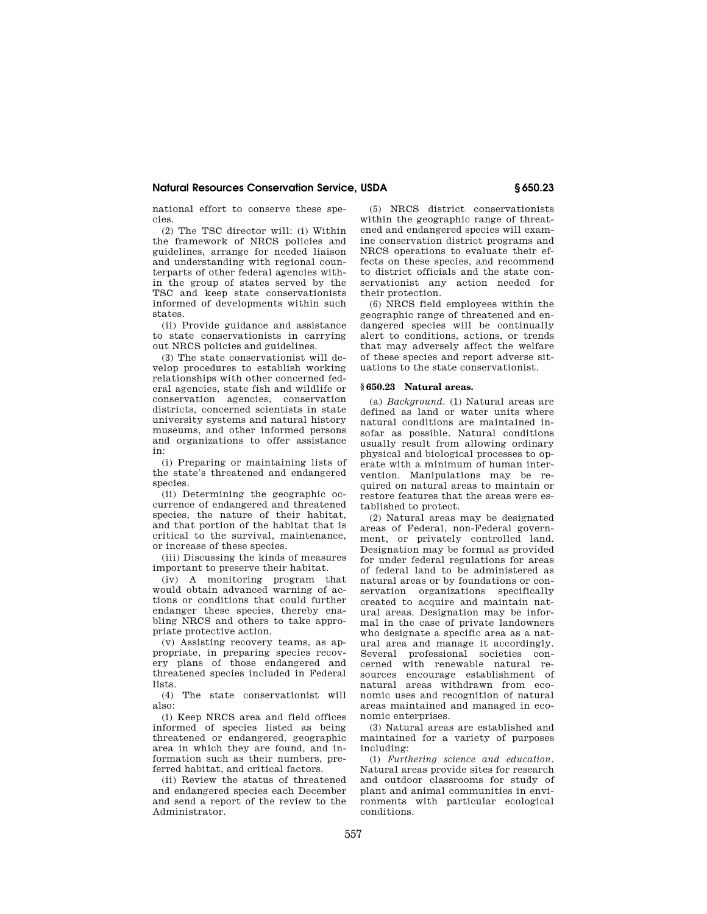national effort to conserve these species.

(2) The TSC director will: (i) Within the framework of NRCS policies and guidelines, arrange for needed liaison and understanding with regional counterparts of other federal agencies within the group of states served by the TSC and keep state conservationists informed of developments within such states.

(ii) Provide guidance and assistance to state conservationists in carrying out NRCS policies and guidelines.

(3) The state conservationist will develop procedures to establish working relationships with other concerned federal agencies, state fish and wildlife or conservation agencies, conservation districts, concerned scientists in state university systems and natural history museums, and other informed persons and organizations to offer assistance in:

(i) Preparing or maintaining lists of the state's threatened and endangered species.

(ii) Determining the geographic occurrence of endangered and threatened species, the nature of their habitat, and that portion of the habitat that is critical to the survival, maintenance, or increase of these species.

(iii) Discussing the kinds of measures important to preserve their habitat.

(iv) A monitoring program that would obtain advanced warning of actions or conditions that could further endanger these species, thereby enabling NRCS and others to take appropriate protective action.

(v) Assisting recovery teams, as appropriate, in preparing species recovery plans of those endangered and threatened species included in Federal lists.

(4) The state conservationist will also:

(i) Keep NRCS area and field offices informed of species listed as being threatened or endangered, geographic area in which they are found, and information such as their numbers, preferred habitat, and critical factors.

(ii) Review the status of threatened and endangered species each December and send a report of the review to the Administrator.

(5) NRCS district conservationists within the geographic range of threatened and endangered species will examine conservation district programs and NRCS operations to evaluate their effects on these species, and recommend to district officials and the state conservationist any action needed for their protection.

(6) NRCS field employees within the geographic range of threatened and endangered species will be continually alert to conditions, actions, or trends that may adversely affect the welfare of these species and report adverse situations to the state conservationist.

### § 650.23 Natural areas.

(a) *Background.* (1) Natural areas are defined as land or water units where natural conditions are maintained insofar as possible. Natural conditions usually result from allowing ordinary physical and biological processes to operate with a minimum of human intervention. Manipulations may be required on natural areas to maintain or restore features that the areas were established to protect.

(2) Natural areas may be designated areas of Federal, non-Federal government, or privately controlled land. Designation may be formal as provided for under federal regulations for areas of federal land to be administered as natural areas or by foundations or conservation organizations specifically created to acquire and maintain natural areas. Designation may be informal in the case of private landowners who designate a specific area as a natural area and manage it accordingly. Several professional societies concerned with renewable natural resources encourage establishment of natural areas withdrawn from economic uses and recognition of natural areas maintained and managed in economic enterprises.

(3) Natural areas are established and maintained for a variety of purposes including:

(i) *Furthering science and education.* Natural areas provide sites for research and outdoor classrooms for study of plant and animal communities in environments with particular ecological conditions.